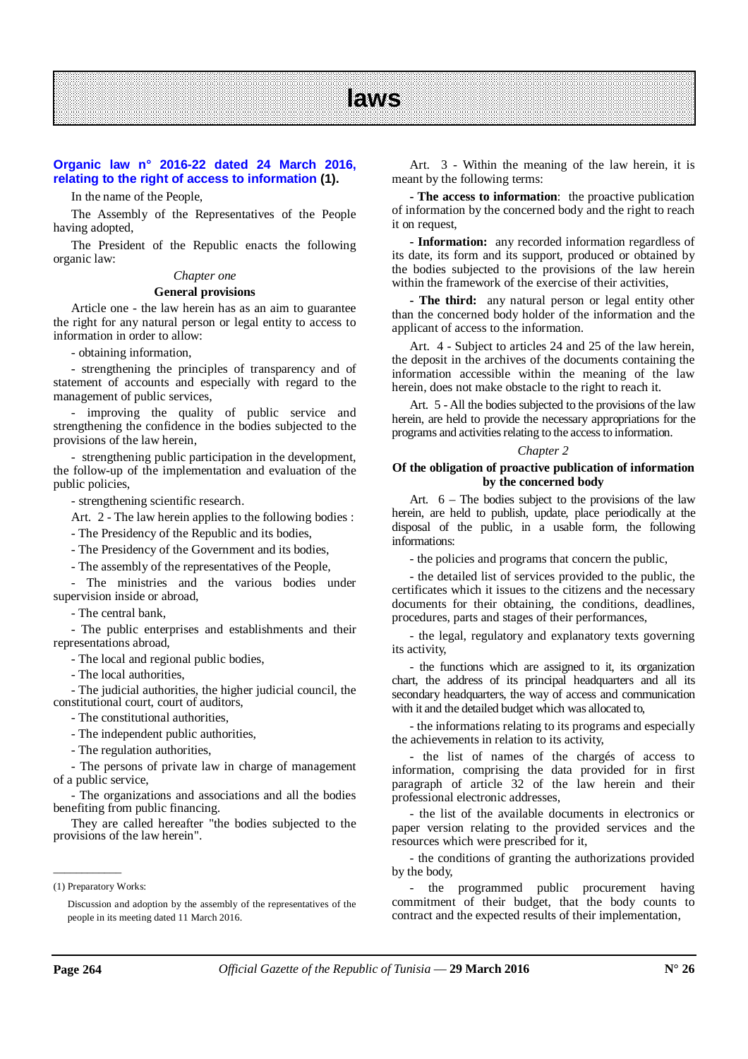# laws

## Organic law n° 2016-22 dated 24 March 2016, relating to the right of access to information (1).

In the name of the People,

The Assembly of the Representatives of the People having adopted,

The President of the Republic enacts the following organic law:

*Chapter one*

**General provisions**

Article one - the law herein has as an aim to guarantee the right for any natural person or legal entity to access to information in order to allow:

- obtaining information,
- strengthening the principles of transparency and of statement of accounts and especially with regard to the management of public services,
- improving the quality of public service and strengthening the confidence in the bodies subjected to the provisions of the law herein,
- strengthening public participation in the development, the follow-up of the implementation and evaluation of the public policies,
- strengthening scientific research.

Art. 2 - The law herein applies to the following bodies :

- The Presidency of the Republic and its bodies,
- The Presidency of the Government and its bodies,
- The assembly of the representatives of the People,
- The ministries and the various bodies under supervision inside or abroad,
- The central bank,
- The public enterprises and establishments and their representations abroad,
- The local and regional public bodies,
- The local authorities,
- The judicial authorities, the higher judicial council, the constitutional court, court of auditors,
- The constitutional authorities,
- The independent public authorities,
- The regulation authorities,
- The persons of private law in charge of management of a public service,
- The organizations and associations and all the bodies benefiting from public financing.

They are called hereafter "the bodies subjected to the provisions of the law herein".

Art. 3 - Within the meaning of the law herein, it is meant by the following terms:

**- The access to information**: the proactive publication of information by the concerned body and the right to reach it on request,

**- Information:** any recorded information regardless of its date, its form and its support, produced or obtained by the bodies subjected to the provisions of the law herein within the framework of the exercise of their activities,

**- The third:** any natural person or legal entity other than the concerned body holder of the information and the applicant of access to the information.

Art. 4 - Subject to articles 24 and 25 of the law herein, the deposit in the archives of the documents containing the information accessible within the meaning of the law herein, does not make obstacle to the right to reach it.

Art. 5 - All the bodies subject to the provisions of the law herein, are held to provide the necessary appropriations for the programs and activities relating to the access to information.

*Chapter 2*

**Of the obligation of proactive publication of information by the concerned body**

Art. 6 – The bodies subject to the provisions of the law herein, are held to publish, update, place periodically at the disposal of the public, in a usable form, the following informations:

- the policies and programs that concern the public,
- the detailed list of services provided to the public, the certificates which it issues to the citizens and the necessary documents for their obtaining, the conditions, deadlines, procedures, parts and stages of their performances,
- the legal, regulatory and explanatory texts governing its activity,
- the functions which are assigned to it, its organization chart, the address of its principal headquarters and all its secondary headquarters, the way of access and communication with it and the detailed budget which was allocated to,
- the informations relating to its programs and especially the achievements in relation to its activity,
- the list of names of the chargés of access to information, comprising the data provided for in first paragraph of article 32 of the law herein and their professional electronic addresses,
- the list of the available documents in electronics or paper version relating to the provided services and the resources which were prescribed for it,
- the conditions of granting the authorizations provided by the body,
- the programmed public procurement having commitment of their budget, that the body counts to contract and the expected results of their implementation,

---

(1) Preparatory Works:

Discussion and adoption by the assembly of the representatives of the people in its meeting dated 11 March 2016.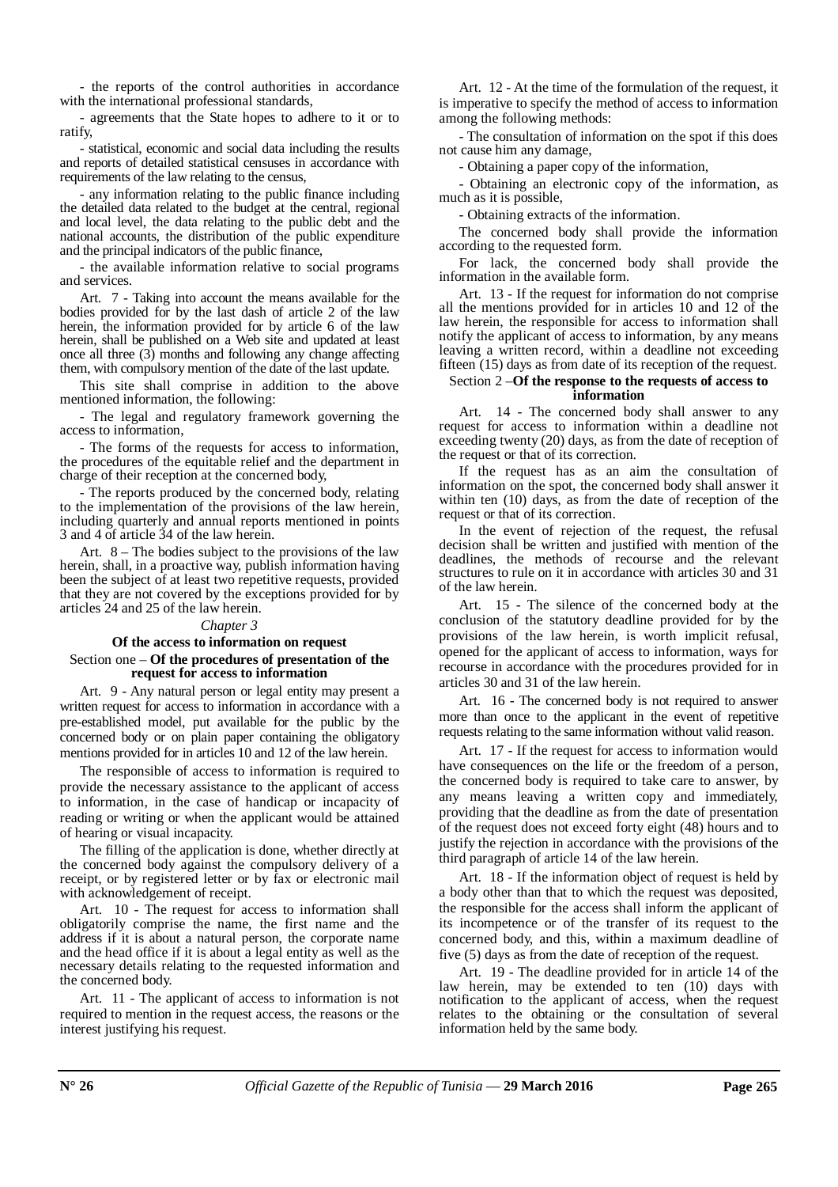- the reports of the control authorities in accordance with the international professional standards,

- agreements that the State hopes to adhere to it or to ratify,

- statistical, economic and social data including the results and reports of detailed statistical censuses in accordance with requirements of the law relating to the census,

- any information relating to the public finance including the detailed data related to the budget at the central, regional and local level, the data relating to the public debt and the national accounts, the distribution of the public expenditure and the principal indicators of the public finance,

- the available information relative to social programs and services.

Art. 7 - Taking into account the means available for the bodies provided for by the last dash of article 2 of the law herein, the information provided for by article 6 of the law herein, shall be published on a Web site and updated at least once all three (3) months and following any change affecting them, with compulsory mention of the date of the last update.

This site shall comprise in addition to the above mentioned information, the following:

- The legal and regulatory framework governing the access to information,

- The forms of the requests for access to information, the procedures of the equitable relief and the department in charge of their reception at the concerned body,

- The reports produced by the concerned body, relating to the implementation of the provisions of the law herein, including quarterly and annual reports mentioned in points 3 and 4 of article 34 of the law herein.

Art. 8 – The bodies subject to the provisions of the law herein, shall, in a proactive way, publish information having been the subject of at least two repetitive requests, provided that they are not covered by the exceptions provided for by articles 24 and 25 of the law herein.

*Chapter 3*

## Of the access to information on request

### Section one – Of the procedures of presentation of the request for access to information

Art. 9 - Any natural person or legal entity may present a written request for access to information in accordance with a pre-established model, put available for the public by the concerned body or on plain paper containing the obligatory mentions provided for in articles 10 and 12 of the law herein.

The responsible of access to information is required to provide the necessary assistance to the applicant of access to information, in the case of handicap or incapacity of reading or writing or when the applicant would be attained of hearing or visual incapacity.

The filling of the application is done, whether directly at the concerned body against the compulsory delivery of a receipt, or by registered letter or by fax or electronic mail with acknowledgement of receipt.

Art. 10 - The request for access to information shall obligatorily comprise the name, the first name and the address if it is about a natural person, the corporate name and the head office if it is about a legal entity as well as the necessary details relating to the requested information and the concerned body.

Art. 11 - The applicant of access to information is not required to mention in the request access, the reasons or the interest justifying his request.

Art. 12 - At the time of the formulation of the request, it is imperative to specify the method of access to information among the following methods:

- The consultation of information on the spot if this does not cause him any damage,

- Obtaining a paper copy of the information,

- Obtaining an electronic copy of the information, as much as it is possible,

- Obtaining extracts of the information.

The concerned body shall provide the information according to the requested form.

For lack, the concerned body shall provide the information in the available form.

Art. 13 - If the request for information do not comprise all the mentions provided for in articles 10 and 12 of the law herein, the responsible for access to information shall notify the applicant of access to information, by any means leaving a written record, within a deadline not exceeding fifteen (15) days as from date of its reception of the request.

### Section 2 – Of the response to the requests of access to information

Art. 14 - The concerned body shall answer to any request for access to information within a deadline not exceeding twenty (20) days, as from the date of reception of the request or that of its correction.

If the request has as an aim the consultation of information on the spot, the concerned body shall answer it within ten (10) days, as from the date of reception of the request or that of its correction.

In the event of rejection of the request, the refusal decision shall be written and justified with mention of the deadlines, the methods of recourse and the relevant structures to rule on it in accordance with articles 30 and 31 of the law herein.

Art. 15 - The silence of the concerned body at the conclusion of the statutory deadline provided for by the provisions of the law herein, is worth implicit refusal, opened for the applicant of access to information, ways for recourse in accordance with the procedures provided for in articles 30 and 31 of the law herein.

Art. 16 - The concerned body is not required to answer more than once to the applicant in the event of repetitive requests relating to the same information without valid reason.

Art. 17 - If the request for access to information would have consequences on the life or the freedom of a person, the concerned body is required to take care to answer, by any means leaving a written copy and immediately, providing that the deadline as from the date of presentation of the request does not exceed forty eight (48) hours and to justify the rejection in accordance with the provisions of the third paragraph of article 14 of the law herein.

Art. 18 - If the information object of request is held by a body other than that to which the request was deposited, the responsible for the access shall inform the applicant of its incompetence or of the transfer of its request to the concerned body, and this, within a maximum deadline of five (5) days as from the date of reception of the request.

Art. 19 - The deadline provided for in article 14 of the law herein, may be extended to ten (10) days with notification to the applicant of access, when the request relates to the obtaining or the consultation of several information held by the same body.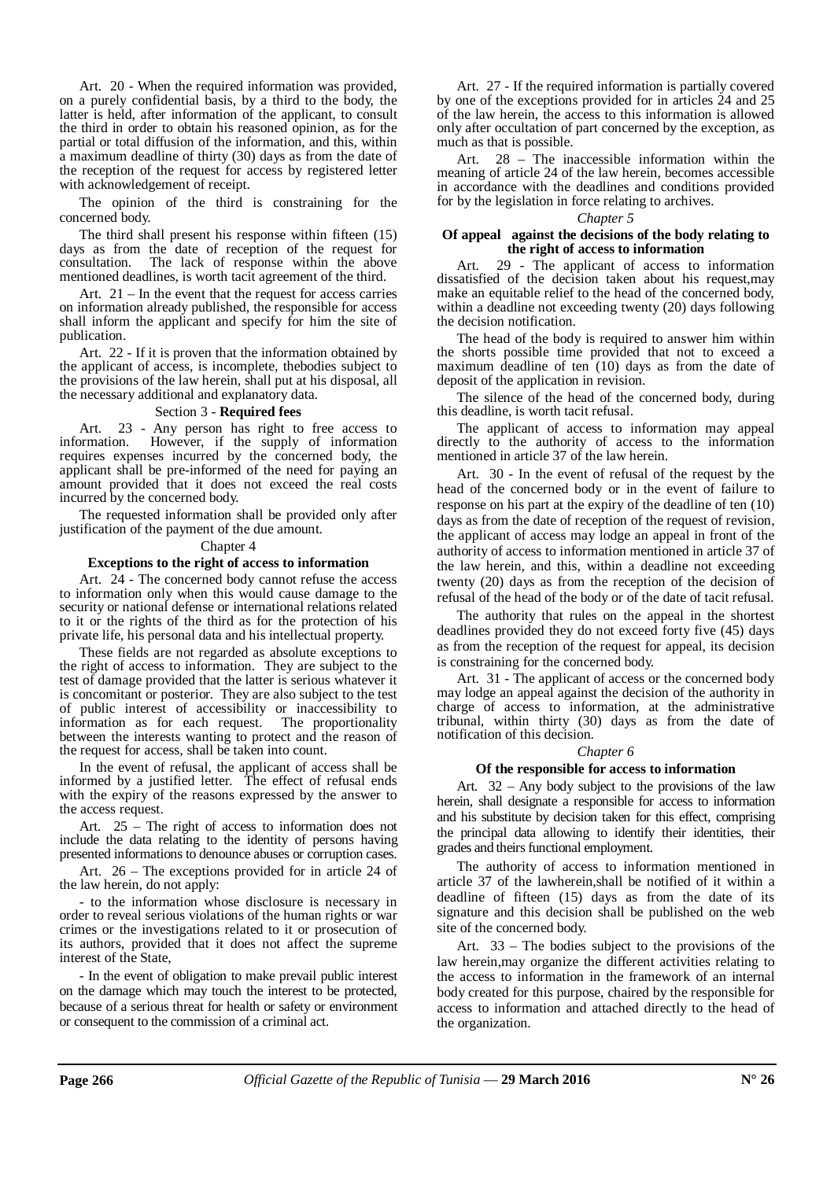Art. 20 - When the required information was provided, on a purely confidential basis, by a third to the body, the latter is held, after information of the applicant, to consult the third in order to obtain his reasoned opinion, as for the partial or total diffusion of the information, and this, within a maximum deadline of thirty (30) days as from the date of the reception of the request for access by registered letter with acknowledgement of receipt.

The opinion of the third is constraining for the concerned body.

The third shall present his response within fifteen (15) days as from the date of reception of the request for consultation. The lack of response within the above mentioned deadlines, is worth tacit agreement of the third.

Art. 21 – In the event that the request for access carries on information already published, the responsible for access shall inform the applicant and specify for him the site of publication.

Art. 22 - If it is proven that the information obtained by the applicant of access, is incomplete, thebodies subject to the provisions of the law herein, shall put at his disposal, all the necessary additional and explanatory data.

### Section 3 - **Required fees**

Art. 23 - Any person has right to free access to information. However, if the supply of information requires expenses incurred by the concerned body, the applicant shall be pre-informed of the need for paying an amount provided that it does not exceed the real costs incurred by the concerned body.

The requested information shall be provided only after justification of the payment of the due amount.

## Chapter 4

### Exceptions to the right of access to information

Art. 24 - The concerned body cannot refuse the access to information only when this would cause damage to the security or national defense or international relations related to it or the rights of the third as for the protection of his private life, his personal data and his intellectual property.

These fields are not regarded as absolute exceptions to the right of access to information. They are subject to the test of damage provided that the latter is serious whatever it is concomitant or posterior. They are also subject to the test of public interest of accessibility or inaccessibility to information as for each request. The proportionality between the interests wanting to protect and the reason of the request for access, shall be taken into count.

In the event of refusal, the applicant of access shall be informed by a justified letter. The effect of refusal ends with the expiry of the reasons expressed by the answer to the access request.

Art. 25 – The right of access to information does not include the data relating to the identity of persons having presented informations to denounce abuses or corruption cases.

Art. 26 – The exceptions provided for in article 24 of the law herein, do not apply:

- to the information whose disclosure is necessary in order to reveal serious violations of the human rights or war crimes or the investigations related to it or prosecution of its authors, provided that it does not affect the supreme interest of the State,

- In the event of obligation to make prevail public interest on the damage which may touch the interest to be protected, because of a serious threat for health or safety or environment or consequent to the commission of a criminal act.

Art. 27 - If the required information is partially covered by one of the exceptions provided for in articles 24 and 25 of the law herein, the access to this information is allowed only after occultation of part concerned by the exception, as much as that is possible.

Art. 28 – The inaccessible information within the meaning of article 24 of the law herein, becomes accessible in accordance with the deadlines and conditions provided for by the legislation in force relating to archives.

## *Chapter 5*

### Of appeal against the decisions of the body relating to the right of access to information

Art. 29 - The applicant of access to information dissatisfied of the decision taken about his request,may make an equitable relief to the head of the concerned body, within a deadline not exceeding twenty (20) days following the decision notification.

The head of the body is required to answer him within the shorts possible time provided that not to exceed a maximum deadline of ten (10) days as from the date of deposit of the application in revision.

The silence of the head of the concerned body, during this deadline, is worth tacit refusal.

The applicant of access to information may appeal directly to the authority of access to the information mentioned in article 37 of the law herein.

Art. 30 - In the event of refusal of the request by the head of the concerned body or in the event of failure to response on his part at the expiry of the deadline of ten (10) days as from the date of reception of the request of revision, the applicant of access may lodge an appeal in front of the authority of access to information mentioned in article 37 of the law herein, and this, within a deadline not exceeding twenty (20) days as from the reception of the decision of refusal of the head of the body or of the date of tacit refusal.

The authority that rules on the appeal in the shortest deadlines provided they do not exceed forty five (45) days as from the reception of the request for appeal, its decision is constraining for the concerned body.

Art. 31 - The applicant of access or the concerned body may lodge an appeal against the decision of the authority in charge of access to information, at the administrative tribunal, within thirty (30) days as from the date of notification of this decision.

## *Chapter 6*

### Of the responsible for access to information

Art. 32 – Any body subject to the provisions of the law herein, shall designate a responsible for access to information and his substitute by decision taken for this effect, comprising the principal data allowing to identify their identities, their grades and theirs functional employment.

The authority of access to information mentioned in article 37 of the lawherein,shall be notified of it within a deadline of fifteen (15) days as from the date of its signature and this decision shall be published on the web site of the concerned body.

Art. 33 – The bodies subject to the provisions of the law herein,may organize the different activities relating to the access to information in the framework of an internal body created for this purpose, chaired by the responsible for access to information and attached directly to the head of the organization.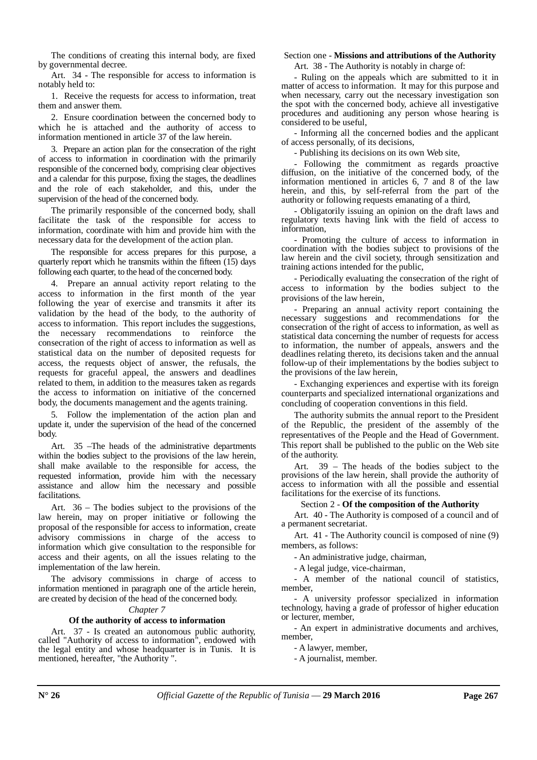The conditions of creating this internal body, are fixed by governmental decree.

Art. 34 - The responsible for access to information is notably held to:

1. Receive the requests for access to information, treat them and answer them.

2. Ensure coordination between the concerned body to which he is attached and the authority of access to information mentioned in article 37 of the law herein.

3. Prepare an action plan for the consecration of the right of access to information in coordination with the primarily responsible of the concerned body, comprising clear objectives and a calendar for this purpose, fixing the stages, the deadlines and the role of each stakeholder, and this, under the supervision of the head of the concerned body.

The primarily responsible of the concerned body, shall facilitate the task of the responsible for access to information, coordinate with him and provide him with the necessary data for the development of the action plan.

The responsible for access prepares for this purpose, a quarterly report which he transmits within the fifteen (15) days following each quarter, to the head of the concerned body.

4. Prepare an annual activity report relating to the access to information in the first month of the year following the year of exercise and transmits it after its validation by the head of the body, to the authority of access to information. This report includes the suggestions, the necessary recommendations to reinforce the consecration of the right of access to information as well as statistical data on the number of deposited requests for access, the requests object of answer, the refusals, the requests for graceful appeal, the answers and deadlines related to them, in addition to the measures taken as regards the access to information on initiative of the concerned body, the documents management and the agents training.

5. Follow the implementation of the action plan and update it, under the supervision of the head of the concerned body.

Art. 35 –The heads of the administrative departments within the bodies subject to the provisions of the law herein, shall make available to the responsible for access, the requested information, provide him with the necessary assistance and allow him the necessary and possible facilitations.

Art. 36 – The bodies subject to the provisions of the law herein, may on proper initiative or following the proposal of the responsible for access to information, create advisory commissions in charge of the access to information which give consultation to the responsible for access and their agents, on all the issues relating to the implementation of the law herein.

The advisory commissions in charge of access to information mentioned in paragraph one of the article herein, are created by decision of the head of the concerned body.

## *Chapter 7*

## Of the authority of access to information

Art. 37 - Is created an autonomous public authority, called "Authority of access to information", endowed with the legal entity and whose headquarter is in Tunis. It is mentioned, hereafter, "the Authority ".

### Section one - **Missions and attributions of the Authority**

Art. 38 - The Authority is notably in charge of:

- Ruling on the appeals which are submitted to it in matter of access to information. It may for this purpose and when necessary, carry out the necessary investigation son the spot with the concerned body, achieve all investigative procedures and auditioning any person whose hearing is considered to be useful,

- Informing all the concerned bodies and the applicant of access personally, of its decisions,

- Publishing its decisions on its own Web site,

- Following the commitment as regards proactive diffusion, on the initiative of the concerned body, of the information mentioned in articles 6, 7 and 8 of the law herein, and this, by self-referral from the part of the authority or following requests emanating of a third,

- Obligatorily issuing an opinion on the draft laws and regulatory texts having link with the field of access to information,

- Promoting the culture of access to information in coordination with the bodies subject to provisions of the law herein and the civil society, through sensitization and training actions intended for the public,

- Periodically evaluating the consecration of the right of access to information by the bodies subject to the provisions of the law herein,

- Preparing an annual activity report containing the necessary suggestions and recommendations for the consecration of the right of access to information, as well as statistical data concerning the number of requests for access to information, the number of appeals, answers and the deadlines relating thereto, its decisions taken and the annual follow-up of their implementations by the bodies subject to the provisions of the law herein,

- Exchanging experiences and expertise with its foreign counterparts and specialized international organizations and concluding of cooperation conventions in this field.

The authority submits the annual report to the President of the Republic, the president of the assembly of the representatives of the People and the Head of Government. This report shall be published to the public on the Web site of the authority.

Art. 39 – The heads of the bodies subject to the provisions of the law herein, shall provide the authority of access to information with all the possible and essential facilitations for the exercise of its functions.

### Section 2 - **Of the composition of the Authority**

Art. 40 - The Authority is composed of a council and of a permanent secretariat.

Art. 41 - The Authority council is composed of nine (9) members, as follows:

- An administrative judge, chairman,
- A legal judge, vice-chairman,
- A member of the national council of statistics, member,
- A university professor specialized in information technology, having a grade of professor of higher education or lecturer, member,
- An expert in administrative documents and archives, member,
- A lawyer, member,
- A journalist, member.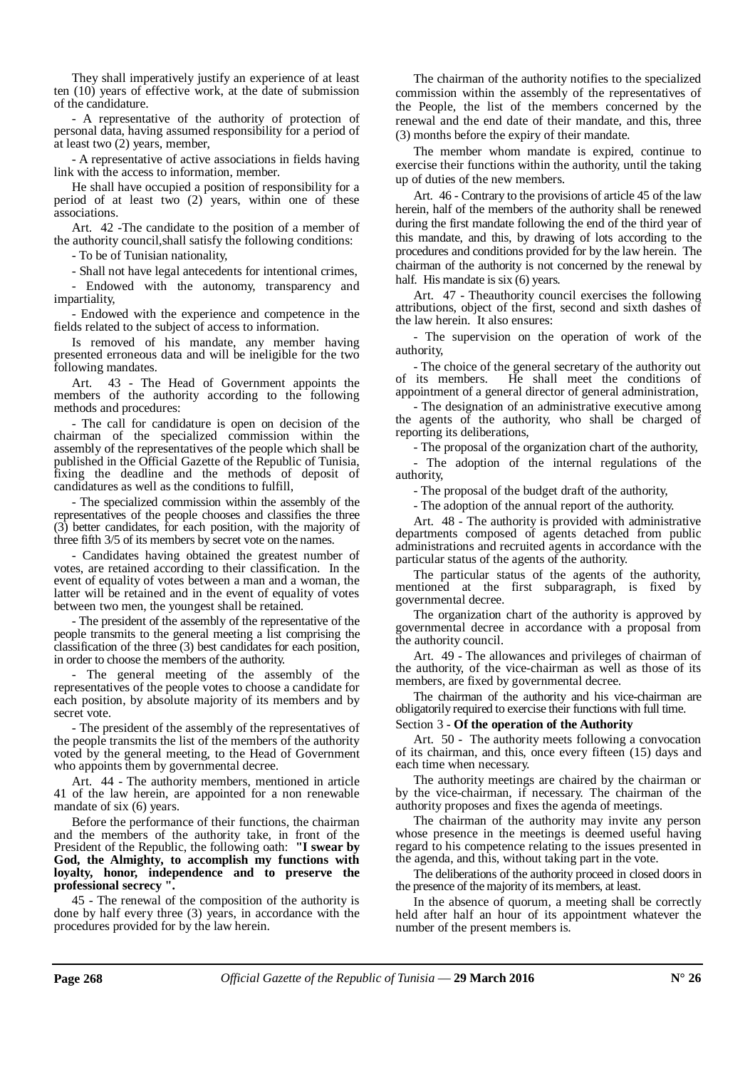They shall imperatively justify an experience of at least ten (10) years of effective work, at the date of submission of the candidature.

- A representative of the authority of protection of personal data, having assumed responsibility for a period of at least two (2) years, member,

- A representative of active associations in fields having link with the access to information, member.

He shall have occupied a position of responsibility for a period of at least two (2) years, within one of these associations.

Art. 42 -The candidate to the position of a member of the authority council,shall satisfy the following conditions:

- To be of Tunisian nationality,

- Shall not have legal antecedents for intentional crimes,

- Endowed with the autonomy, transparency and impartiality,

- Endowed with the experience and competence in the fields related to the subject of access to information.

Is removed of his mandate, any member having presented erroneous data and will be ineligible for the two following mandates.

Art. 43 - The Head of Government appoints the members of the authority according to the following methods and procedures:

- The call for candidature is open on decision of the chairman of the specialized commission within the assembly of the representatives of the people which shall be published in the Official Gazette of the Republic of Tunisia, fixing the deadline and the methods of deposit of candidatures as well as the conditions to fulfill,

- The specialized commission within the assembly of the representatives of the people chooses and classifies the three (3) better candidates, for each position, with the majority of three fifth 3/5 of its members by secret vote on the names.

- Candidates having obtained the greatest number of votes, are retained according to their classification. In the event of equality of votes between a man and a woman, the latter will be retained and in the event of equality of votes between two men, the youngest shall be retained.

- The president of the assembly of the representative of the people transmits to the general meeting a list comprising the classification of the three (3) best candidates for each position, in order to choose the members of the authority.

- The general meeting of the assembly of the representatives of the people votes to choose a candidate for each position, by absolute majority of its members and by secret vote.

- The president of the assembly of the representatives of the people transmits the list of the members of the authority voted by the general meeting, to the Head of Government who appoints them by governmental decree.

Art. 44 - The authority members, mentioned in article 41 of the law herein, are appointed for a non renewable mandate of six (6) years.

Before the performance of their functions, the chairman and the members of the authority take, in front of the President of the Republic, the following oath: **"I swear by God, the Almighty, to accomplish my functions with loyalty, honor, independence and to preserve the professional secrecy ".**

45 - The renewal of the composition of the authority is done by half every three (3) years, in accordance with the procedures provided for by the law herein.

The chairman of the authority notifies to the specialized commission within the assembly of the representatives of the People, the list of the members concerned by the renewal and the end date of their mandate, and this, three (3) months before the expiry of their mandate.

The member whom mandate is expired, continue to exercise their functions within the authority, until the taking up of duties of the new members.

Art. 46 - Contrary to the provisions of article 45 of the law herein, half of the members of the authority shall be renewed during the first mandate following the end of the third year of this mandate, and this, by drawing of lots according to the procedures and conditions provided for by the law herein. The chairman of the authority is not concerned by the renewal by half. His mandate is six (6) years.

Art. 47 - Theauthority council exercises the following attributions, object of the first, second and sixth dashes of the law herein. It also ensures:

- The supervision on the operation of work of the authority,

- The choice of the general secretary of the authority out of its members. He shall meet the conditions of appointment of a general director of general administration,

- The designation of an administrative executive among the agents of the authority, who shall be charged of reporting its deliberations,

- The proposal of the organization chart of the authority,

- The adoption of the internal regulations of the authority,

- The proposal of the budget draft of the authority,

- The adoption of the annual report of the authority.

Art. 48 - The authority is provided with administrative departments composed of agents detached from public administrations and recruited agents in accordance with the particular status of the agents of the authority.

The particular status of the agents of the authority, mentioned at the first subparagraph, is fixed by governmental decree.

The organization chart of the authority is approved by governmental decree in accordance with a proposal from the authority council.

Art. 49 - The allowances and privileges of chairman of the authority, of the vice-chairman as well as those of its members, are fixed by governmental decree.

The chairman of the authority and his vice-chairman are obligatorily required to exercise their functions with full time.

Section 3 - **Of the operation of the Authority**

Art. 50 - The authority meets following a convocation of its chairman, and this, once every fifteen (15) days and each time when necessary.

The authority meetings are chaired by the chairman or by the vice-chairman, if necessary. The chairman of the authority proposes and fixes the agenda of meetings.

The chairman of the authority may invite any person whose presence in the meetings is deemed useful having regard to his competence relating to the issues presented in the agenda, and this, without taking part in the vote.

The deliberations of the authority proceed in closed doors in the presence of the majority of its members, at least.

In the absence of quorum, a meeting shall be correctly held after half an hour of its appointment whatever the number of the present members is.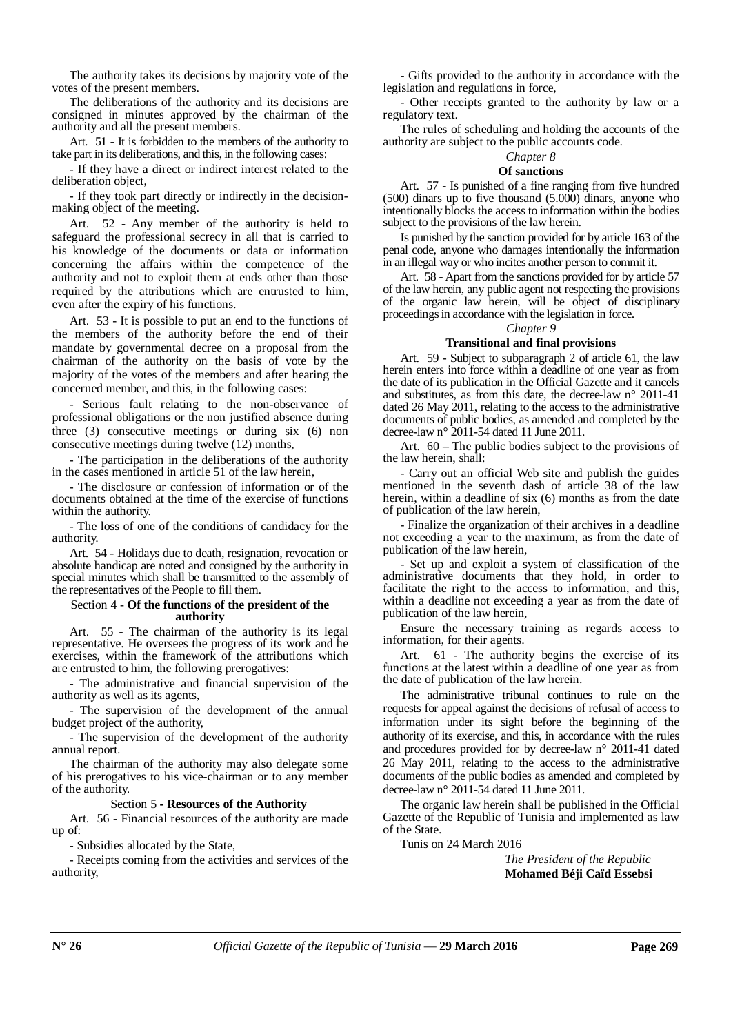The authority takes its decisions by majority vote of the votes of the present members.

The deliberations of the authority and its decisions are consigned in minutes approved by the chairman of the authority and all the present members.

Art. 51 - It is forbidden to the members of the authority to take part in its deliberations, and this, in the following cases:

- If they have a direct or indirect interest related to the deliberation object,
- If they took part directly or indirectly in the decision-making object of the meeting.

Art. 52 - Any member of the authority is held to safeguard the professional secrecy in all that is carried to his knowledge of the documents or data or information concerning the affairs within the competence of the authority and not to exploit them at ends other than those required by the attributions which are entrusted to him, even after the expiry of his functions.

Art. 53 - It is possible to put an end to the functions of the members of the authority before the end of their mandate by governmental decree on a proposal from the chairman of the authority on the basis of vote by the majority of the votes of the members and after hearing the concerned member, and this, in the following cases:

- Serious fault relating to the non-observance of professional obligations or the non justified absence during three (3) consecutive meetings or during six (6) non consecutive meetings during twelve (12) months,
- The participation in the deliberations of the authority in the cases mentioned in article 51 of the law herein,
- The disclosure or confession of information or of the documents obtained at the time of the exercise of functions within the authority.
- The loss of one of the conditions of candidacy for the authority.

Art. 54 - Holidays due to death, resignation, revocation or absolute handicap are noted and consigned by the authority in special minutes which shall be transmitted to the assembly of the representatives of the People to fill them.

### Section 4 - **Of the functions of the president of the authority**

Art. 55 - The chairman of the authority is its legal representative. He oversees the progress of its work and he exercises, within the framework of the attributions which are entrusted to him, the following prerogatives:

- The administrative and financial supervision of the authority as well as its agents,
- The supervision of the development of the annual budget project of the authority,
- The supervision of the development of the authority annual report.

The chairman of the authority may also delegate some of his prerogatives to his vice-chairman or to any member of the authority.

### Section 5 - **Resources of the Authority**

Art. 56 - Financial resources of the authority are made up of:

- Subsidies allocated by the State,
- Receipts coming from the activities and services of the authority,
- Gifts provided to the authority in accordance with the legislation and regulations in force,
- Other receipts granted to the authority by law or a regulatory text.

The rules of scheduling and holding the accounts of the authority are subject to the public accounts code.

## *Chapter 8*

## **Of sanctions**

Art. 57 - Is punished of a fine ranging from five hundred (500) dinars up to five thousand (5.000) dinars, anyone who intentionally blocks the access to information within the bodies subject to the provisions of the law herein.

Is punished by the sanction provided for by article 163 of the penal code, anyone who damages intentionally the information in an illegal way or who incites another person to commit it.

Art. 58 - Apart from the sanctions provided for by article 57 of the law herein, any public agent not respecting the provisions of the organic law herein, will be object of disciplinary proceedings in accordance with the legislation in force.

## *Chapter 9*

## **Transitional and final provisions**

Art. 59 - Subject to subparagraph 2 of article 61, the law herein enters into force within a deadline of one year as from the date of its publication in the Official Gazette and it cancels and substitutes, as from this date, the decree-law n° 2011-41 dated 26 May 2011, relating to the access to the administrative documents of public bodies, as amended and completed by the decree-law n° 2011-54 dated 11 June 2011.

Art. 60 – The public bodies subject to the provisions of the law herein, shall:

- Carry out an official Web site and publish the guides mentioned in the seventh dash of article 38 of the law herein, within a deadline of six (6) months as from the date of publication of the law herein,
- Finalize the organization of their archives in a deadline not exceeding a year to the maximum, as from the date of publication of the law herein,
- Set up and exploit a system of classification of the administrative documents that they hold, in order to facilitate the right to the access to information, and this, within a deadline not exceeding a year as from the date of publication of the law herein,

Ensure the necessary training as regards access to information, for their agents.

Art. 61 - The authority begins the exercise of its functions at the latest within a deadline of one year as from the date of publication of the law herein.

The administrative tribunal continues to rule on the requests for appeal against the decisions of refusal of access to information under its sight before the beginning of the authority of its exercise, and this, in accordance with the rules and procedures provided for by decree-law n° 2011-41 dated 26 May 2011, relating to the access to the administrative documents of the public bodies as amended and completed by decree-law n° 2011-54 dated 11 June 2011.

The organic law herein shall be published in the Official Gazette of the Republic of Tunisia and implemented as law of the State.

Tunis on 24 March 2016

*The President of the Republic*
**Mohamed Béji Caïd Essebsi**